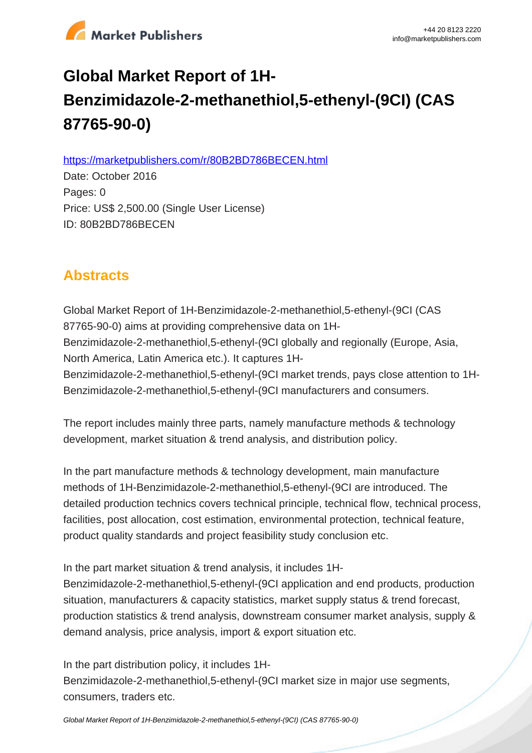# Global Market Report of 1H-Benzimidazole-2-methanethiol,5-ethenyl-(9CI) (CAS 87765-90-0)

https://marketpublishers.com/r/80B2BD786BECEN.html

Date: October 2016

Pages: 0

Price: US$ 2,500.00 (Single User License)

ID: 80B2BD786BECEN

## Abstracts

Global Market Report of 1H-Benzimidazole-2-methanethiol,5-ethenyl-(9CI (CAS 87765-90-0) aims at providing comprehensive data on 1H-Benzimidazole-2-methanethiol,5-ethenyl-(9CI globally and regionally (Europe, Asia, North America, Latin America etc.). It captures 1H-Benzimidazole-2-methanethiol,5-ethenyl-(9CI market trends, pays close attention to 1H-Benzimidazole-2-methanethiol,5-ethenyl-(9CI manufacturers and consumers.

The report includes mainly three parts, namely manufacture methods & technology development, market situation & trend analysis, and distribution policy.

In the part manufacture methods & technology development, main manufacture methods of 1H-Benzimidazole-2-methanethiol,5-ethenyl-(9CI are introduced. The detailed production technics covers technical principle, technical flow, technical process, facilities, post allocation, cost estimation, environmental protection, technical feature, product quality standards and project feasibility study conclusion etc.

In the part market situation & trend analysis, it includes 1H-Benzimidazole-2-methanethiol,5-ethenyl-(9CI application and end products, production situation, manufacturers & capacity statistics, market supply status & trend forecast, production statistics & trend analysis, downstream consumer market analysis, supply & demand analysis, price analysis, import & export situation etc.

In the part distribution policy, it includes 1H-Benzimidazole-2-methanethiol,5-ethenyl-(9CI market size in major use segments, consumers, traders etc.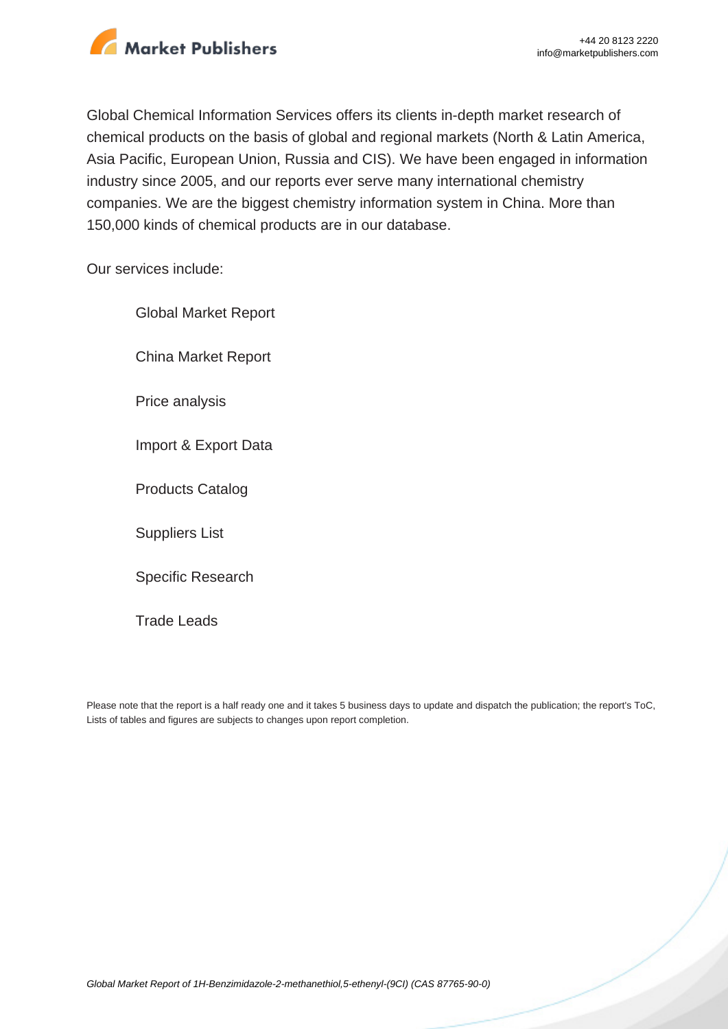Global Chemical Information Services offers its clients in-depth market research of chemical products on the basis of global and regional markets (North & Latin America, Asia Pacific, European Union, Russia and CIS). We have been engaged in information industry since 2005, and our reports ever serve many international chemistry companies. We are the biggest chemistry information system in China. More than 150,000 kinds of chemical products are in our database.

Our services include:

- Global Market Report
- China Market Report
- Price analysis
- Import & Export Data
- Products Catalog
- Suppliers List
- Specific Research
- Trade Leads

Please note that the report is a half ready one and it takes 5 business days to update and dispatch the publication; the report's ToC, Lists of tables and figures are subjects to changes upon report completion.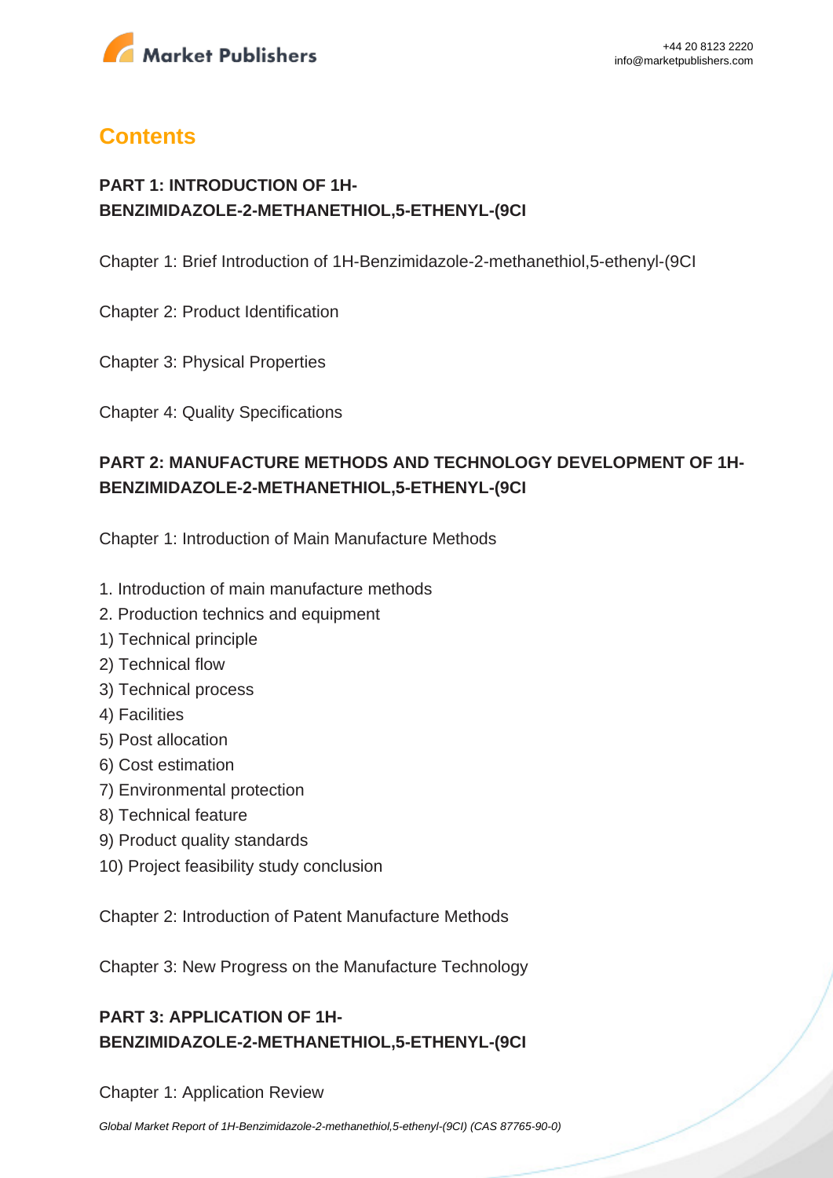## Contents

### PART 1: INTRODUCTION OF 1H-BENZIMIDAZOLE-2-METHANETHIOL,5-ETHENYL-(9CI

Chapter 1: Brief Introduction of 1H-Benzimidazole-2-methanethiol,5-ethenyl-(9CI

Chapter 2: Product Identification

Chapter 3: Physical Properties

Chapter 4: Quality Specifications

### PART 2: MANUFACTURE METHODS AND TECHNOLOGY DEVELOPMENT OF 1H-BENZIMIDAZOLE-2-METHANETHIOL,5-ETHENYL-(9CI

Chapter 1: Introduction of Main Manufacture Methods

1. Introduction of main manufacture methods
2. Production technics and equipment

1) Technical principle
2) Technical flow
3) Technical process
4) Facilities
5) Post allocation
6) Cost estimation
7) Environmental protection
8) Technical feature
9) Product quality standards
10) Project feasibility study conclusion

Chapter 2: Introduction of Patent Manufacture Methods

Chapter 3: New Progress on the Manufacture Technology

### PART 3: APPLICATION OF 1H-BENZIMIDAZOLE-2-METHANETHIOL,5-ETHENYL-(9CI

Chapter 1: Application Review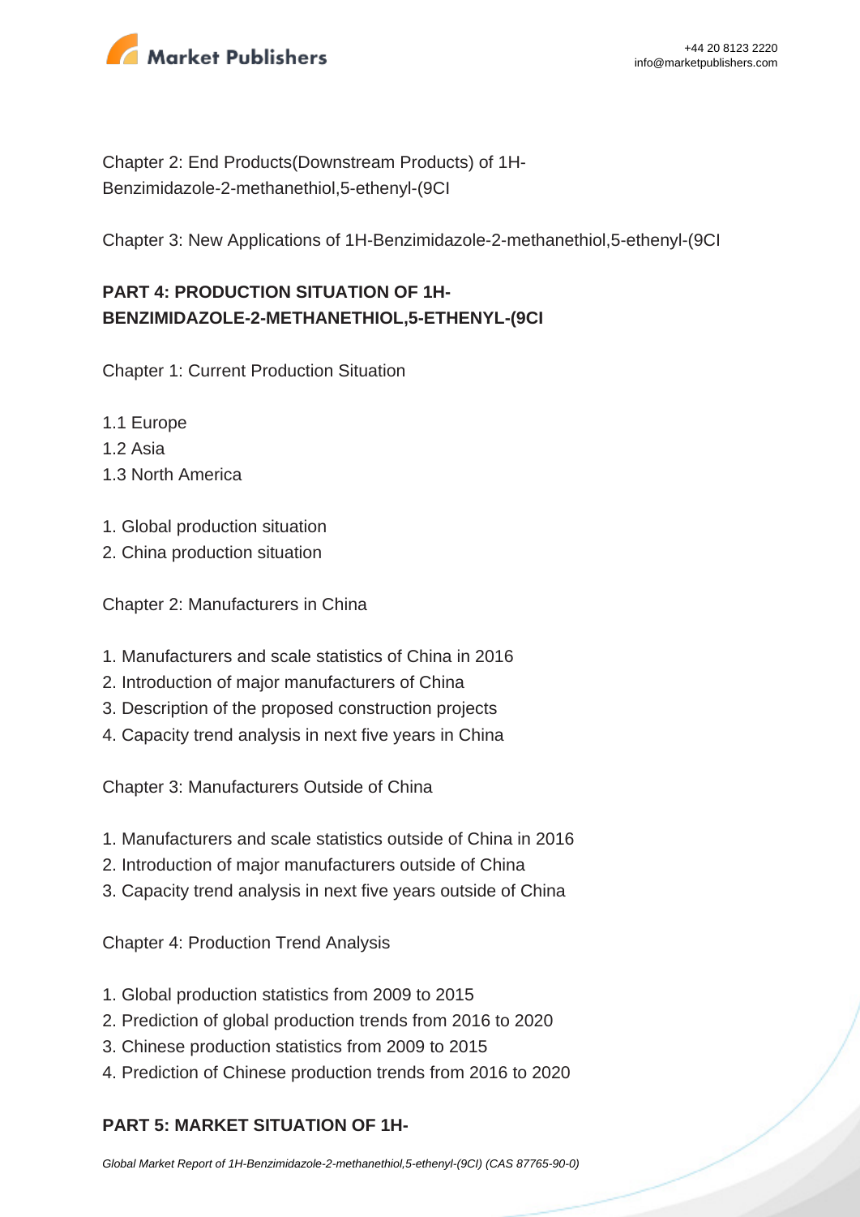Chapter 2: End Products(Downstream Products) of 1H-Benzimidazole-2-methanethiol,5-ethenyl-(9CI

Chapter 3: New Applications of 1H-Benzimidazole-2-methanethiol,5-ethenyl-(9CI

**PART 4: PRODUCTION SITUATION OF 1H-BENZIMIDAZOLE-2-METHANETHIOL,5-ETHENYL-(9CI**

Chapter 1: Current Production Situation

1.1 Europe
1.2 Asia
1.3 North America

1. Global production situation
2. China production situation

Chapter 2: Manufacturers in China

1. Manufacturers and scale statistics of China in 2016
2. Introduction of major manufacturers of China
3. Description of the proposed construction projects
4. Capacity trend analysis in next five years in China

Chapter 3: Manufacturers Outside of China

1. Manufacturers and scale statistics outside of China in 2016
2. Introduction of major manufacturers outside of China
3. Capacity trend analysis in next five years outside of China

Chapter 4: Production Trend Analysis

1. Global production statistics from 2009 to 2015
2. Prediction of global production trends from 2016 to 2020
3. Chinese production statistics from 2009 to 2015
4. Prediction of Chinese production trends from 2016 to 2020

**PART 5: MARKET SITUATION OF 1H-**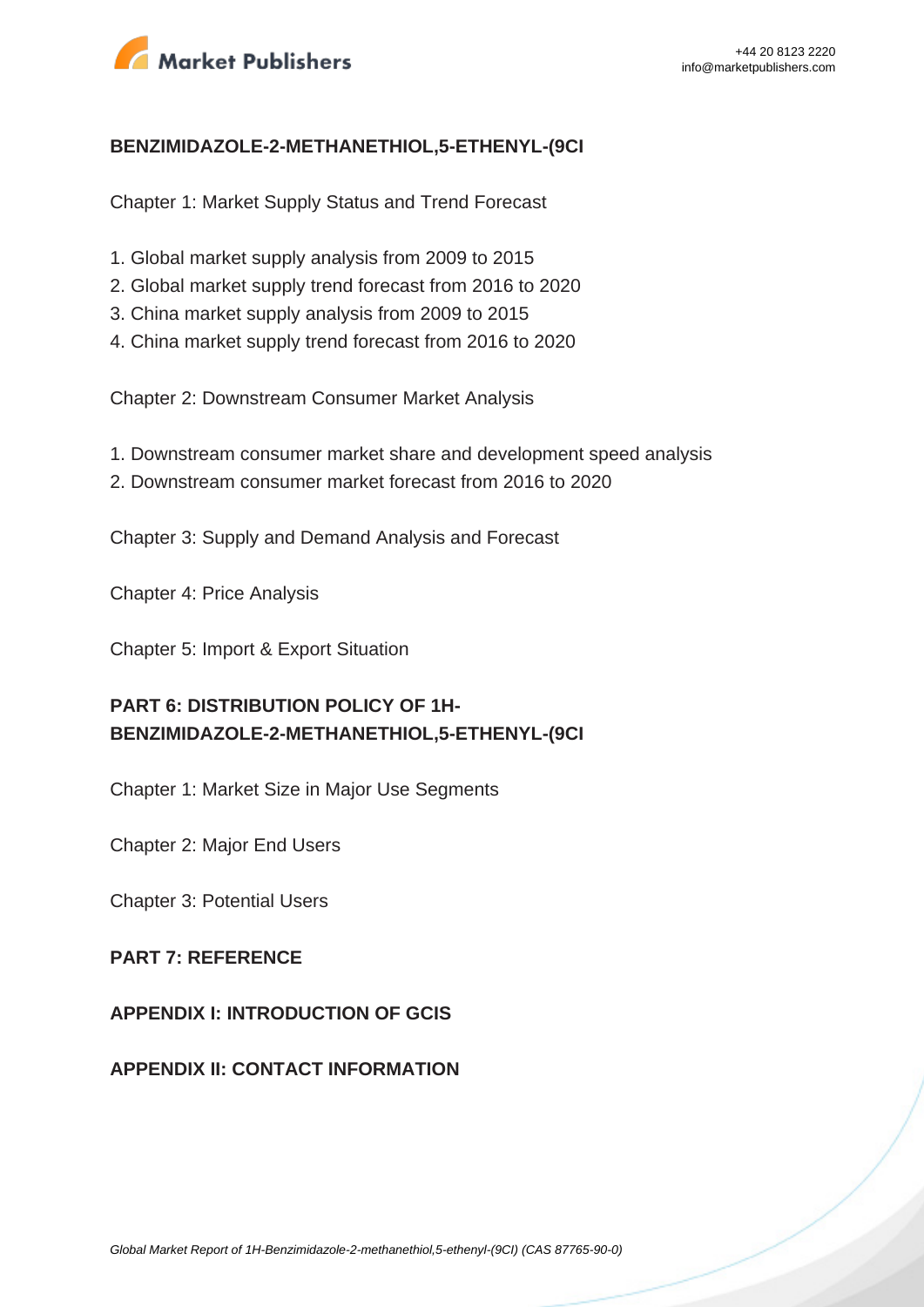## BENZIMIDAZOLE-2-METHANETHIOL,5-ETHENYL-(9CI

Chapter 1: Market Supply Status and Trend Forecast

1. Global market supply analysis from 2009 to 2015
2. Global market supply trend forecast from 2016 to 2020
3. China market supply analysis from 2009 to 2015
4. China market supply trend forecast from 2016 to 2020

Chapter 2: Downstream Consumer Market Analysis

1. Downstream consumer market share and development speed analysis
2. Downstream consumer market forecast from 2016 to 2020

Chapter 3: Supply and Demand Analysis and Forecast

Chapter 4: Price Analysis

Chapter 5: Import & Export Situation

## PART 6: DISTRIBUTION POLICY OF 1H-BENZIMIDAZOLE-2-METHANETHIOL,5-ETHENYL-(9CI

Chapter 1: Market Size in Major Use Segments

Chapter 2: Major End Users

Chapter 3: Potential Users

## PART 7: REFERENCE

## APPENDIX I: INTRODUCTION OF GCIS

## APPENDIX II: CONTACT INFORMATION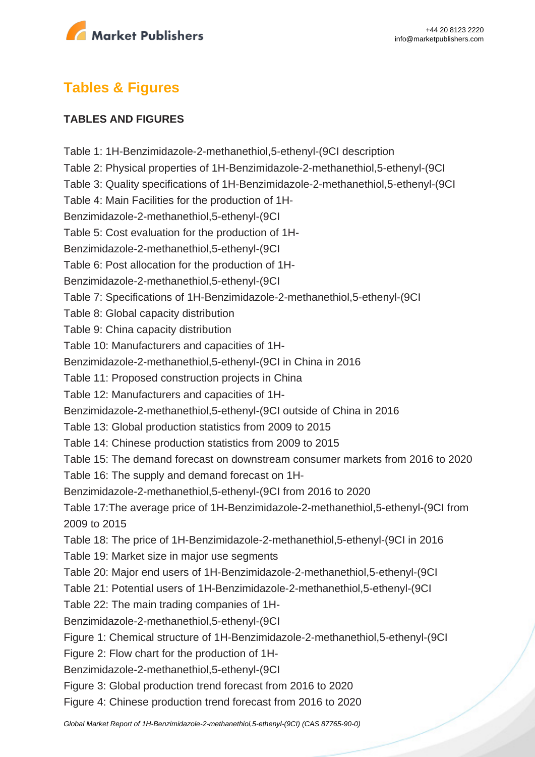## Tables & Figures

### TABLES AND FIGURES

Table 1: 1H-Benzimidazole-2-methanethiol,5-ethenyl-(9CI description
Table 2: Physical properties of 1H-Benzimidazole-2-methanethiol,5-ethenyl-(9CI
Table 3: Quality specifications of 1H-Benzimidazole-2-methanethiol,5-ethenyl-(9CI
Table 4: Main Facilities for the production of 1H-Benzimidazole-2-methanethiol,5-ethenyl-(9CI
Table 5: Cost evaluation for the production of 1H-Benzimidazole-2-methanethiol,5-ethenyl-(9CI
Table 6: Post allocation for the production of 1H-Benzimidazole-2-methanethiol,5-ethenyl-(9CI
Table 7: Specifications of 1H-Benzimidazole-2-methanethiol,5-ethenyl-(9CI
Table 8: Global capacity distribution
Table 9: China capacity distribution
Table 10: Manufacturers and capacities of 1H-Benzimidazole-2-methanethiol,5-ethenyl-(9CI in China in 2016
Table 11: Proposed construction projects in China
Table 12: Manufacturers and capacities of 1H-Benzimidazole-2-methanethiol,5-ethenyl-(9CI outside of China in 2016
Table 13: Global production statistics from 2009 to 2015
Table 14: Chinese production statistics from 2009 to 2015
Table 15: The demand forecast on downstream consumer markets from 2016 to 2020
Table 16: The supply and demand forecast on 1H-Benzimidazole-2-methanethiol,5-ethenyl-(9CI from 2016 to 2020
Table 17:The average price of 1H-Benzimidazole-2-methanethiol,5-ethenyl-(9CI from 2009 to 2015
Table 18: The price of 1H-Benzimidazole-2-methanethiol,5-ethenyl-(9CI in 2016
Table 19: Market size in major use segments
Table 20: Major end users of 1H-Benzimidazole-2-methanethiol,5-ethenyl-(9CI
Table 21: Potential users of 1H-Benzimidazole-2-methanethiol,5-ethenyl-(9CI
Table 22: The main trading companies of 1H-Benzimidazole-2-methanethiol,5-ethenyl-(9CI
Figure 1: Chemical structure of 1H-Benzimidazole-2-methanethiol,5-ethenyl-(9CI
Figure 2: Flow chart for the production of 1H-Benzimidazole-2-methanethiol,5-ethenyl-(9CI
Figure 3: Global production trend forecast from 2016 to 2020
Figure 4: Chinese production trend forecast from 2016 to 2020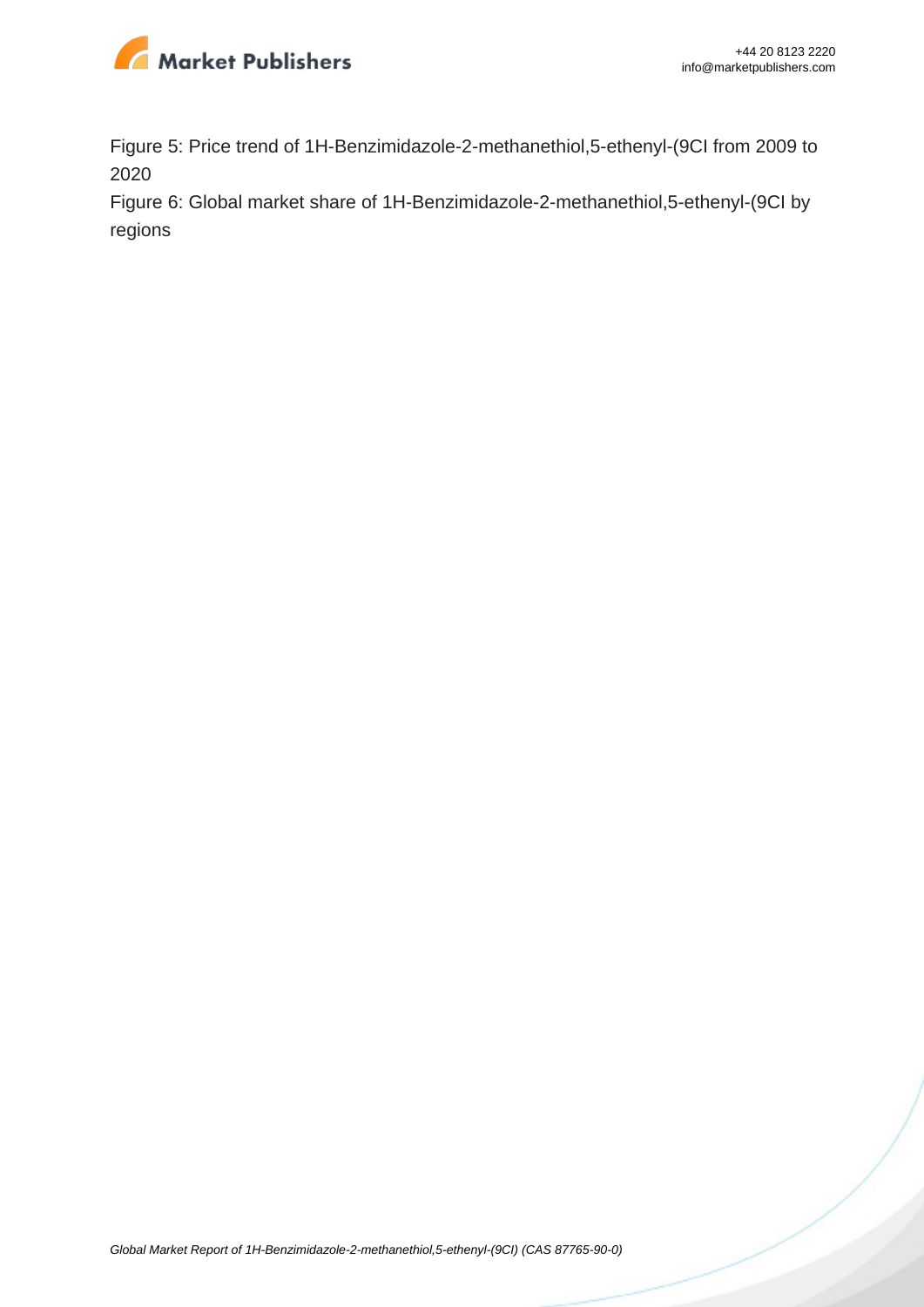Figure 5: Price trend of 1H-Benzimidazole-2-methanethiol,5-ethenyl-(9CI from 2009 to 2020

Figure 6: Global market share of 1H-Benzimidazole-2-methanethiol,5-ethenyl-(9CI by regions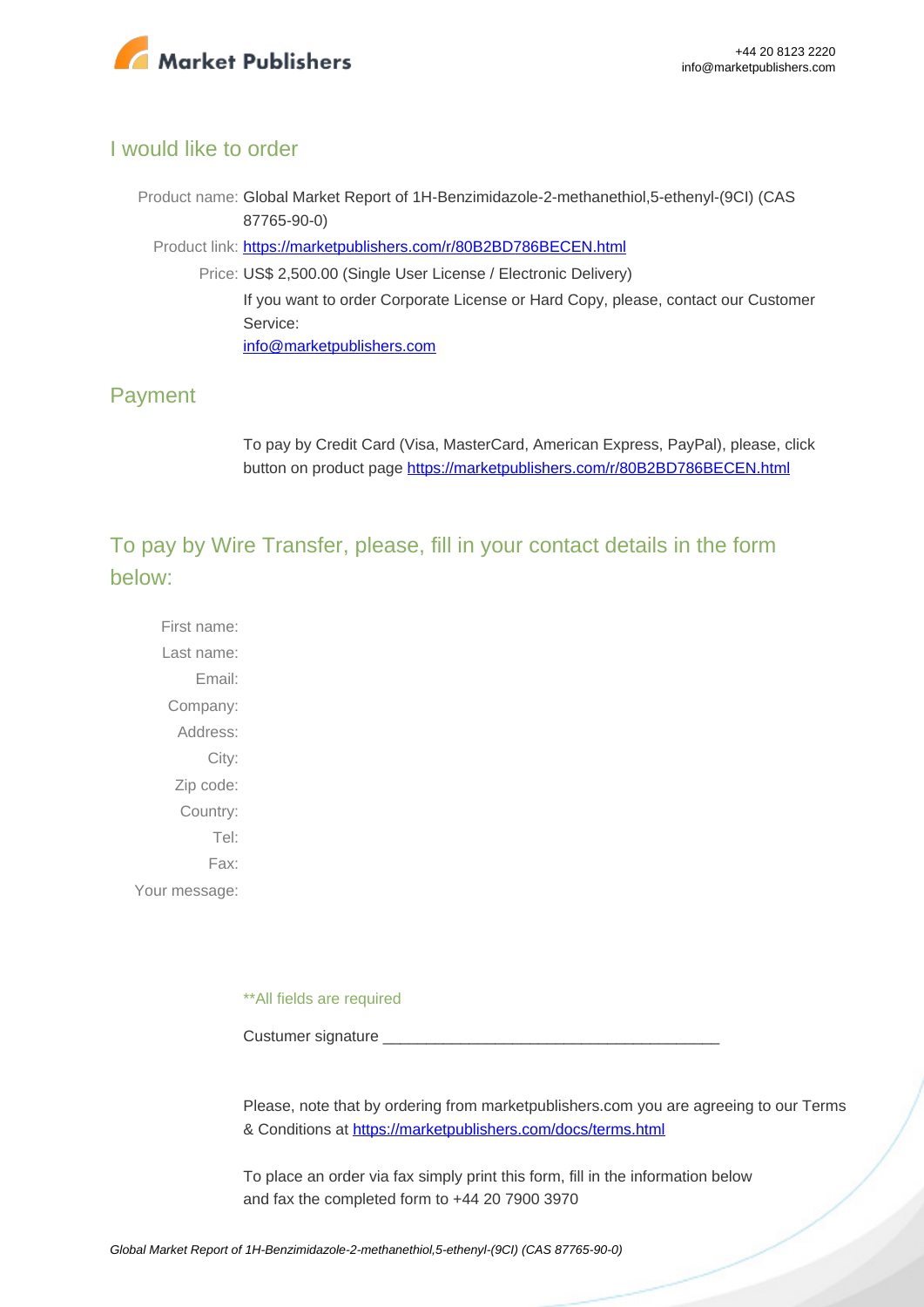## I would like to order

Product name: Global Market Report of 1H-Benzimidazole-2-methanethiol,5-ethenyl-(9CI) (CAS 87765-90-0)

Product link: [https://marketpublishers.com/r/80B2BD786BECEN.html](https://marketpublishers.com/r/80B2BD786BECEN.html)

Price: US$ 2,500.00 (Single User License / Electronic Delivery)

If you want to order Corporate License or Hard Copy, please, contact our Customer Service:

[info@marketpublishers.com](mailto:info@marketpublishers.com)

## Payment

To pay by Credit Card (Visa, MasterCard, American Express, PayPal), please, click button on product page [https://marketpublishers.com/r/80B2BD786BECEN.html](https://marketpublishers.com/r/80B2BD786BECEN.html)

## To pay by Wire Transfer, please, fill in your contact details in the form below:

First name:

Last name:

Email:

Company:

Address:

City:

Zip code:

Country:

Tel:

Fax:

Your message:

**All fields are required

Custumer signature _______________________________________

Please, note that by ordering from marketpublishers.com you are agreeing to our Terms & Conditions at [https://marketpublishers.com/docs/terms.html](https://marketpublishers.com/docs/terms.html)

To place an order via fax simply print this form, fill in the information below and fax the completed form to +44 20 7900 3970